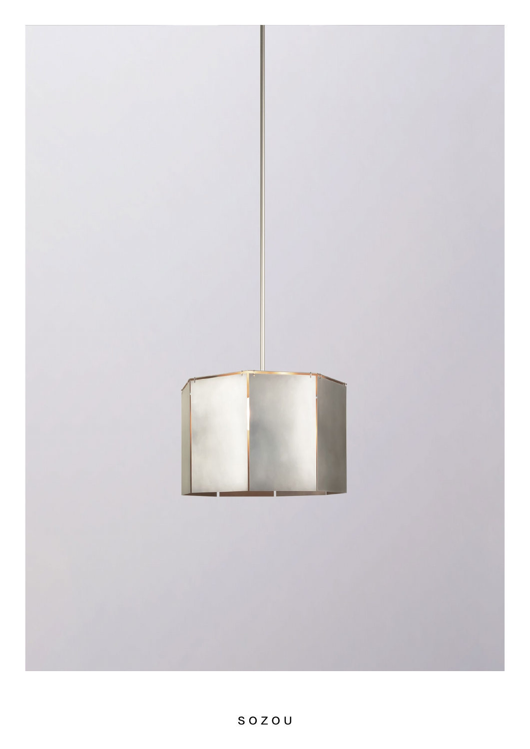SOZOU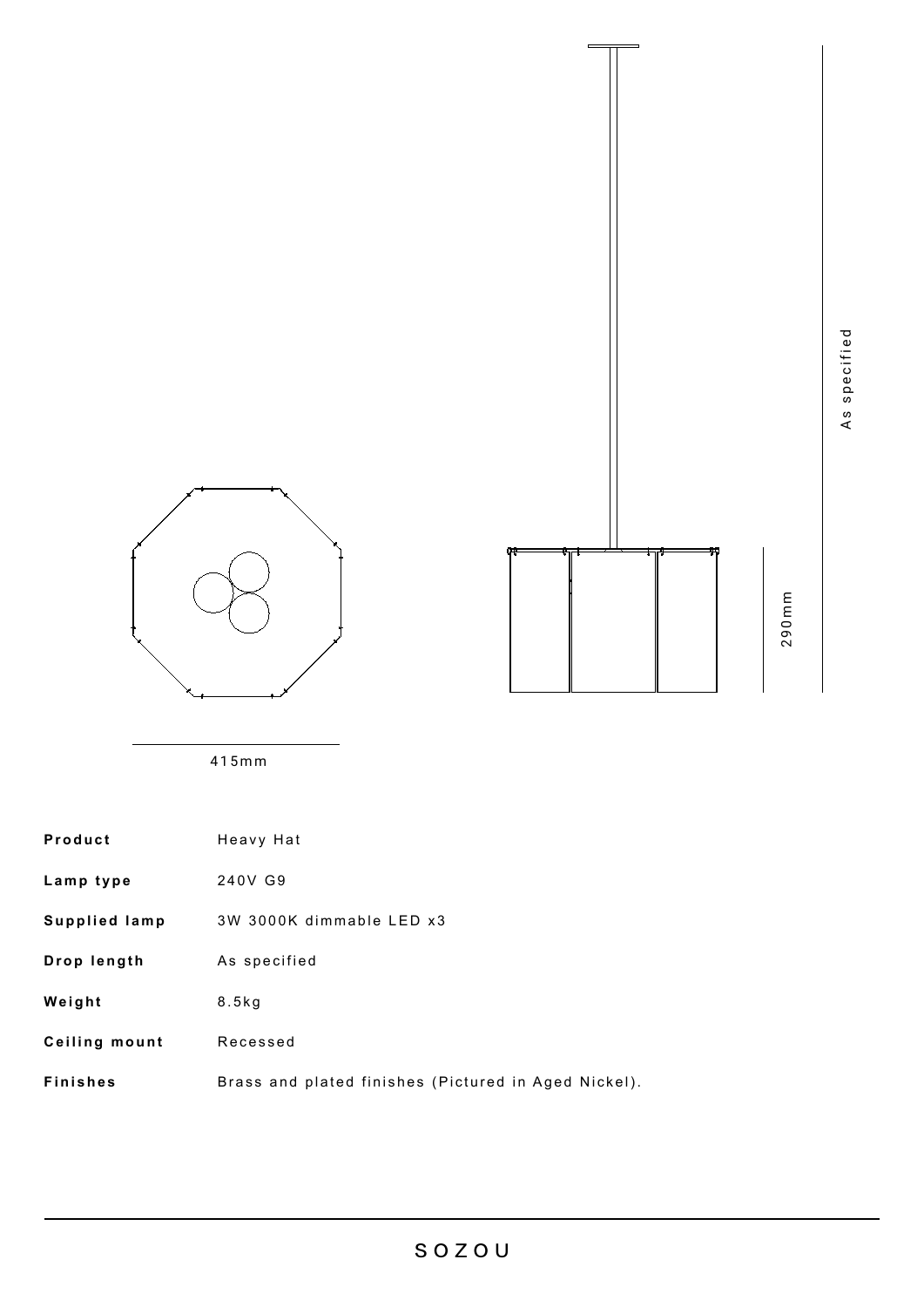415mm

290mm

As specified

| | |
|---|---|
| **Product** | Heavy Hat |
| **Lamp type** | 240V G9 |
| **Supplied lamp** | 3W 3000K dimmable LED x3 |
| **Drop length** | As specified |
| **Weight** | 8.5kg |
| **Ceiling mount** | Recessed |
| **Finishes** | Brass and plated finishes (Pictured in Aged Nickel). |

SOZOU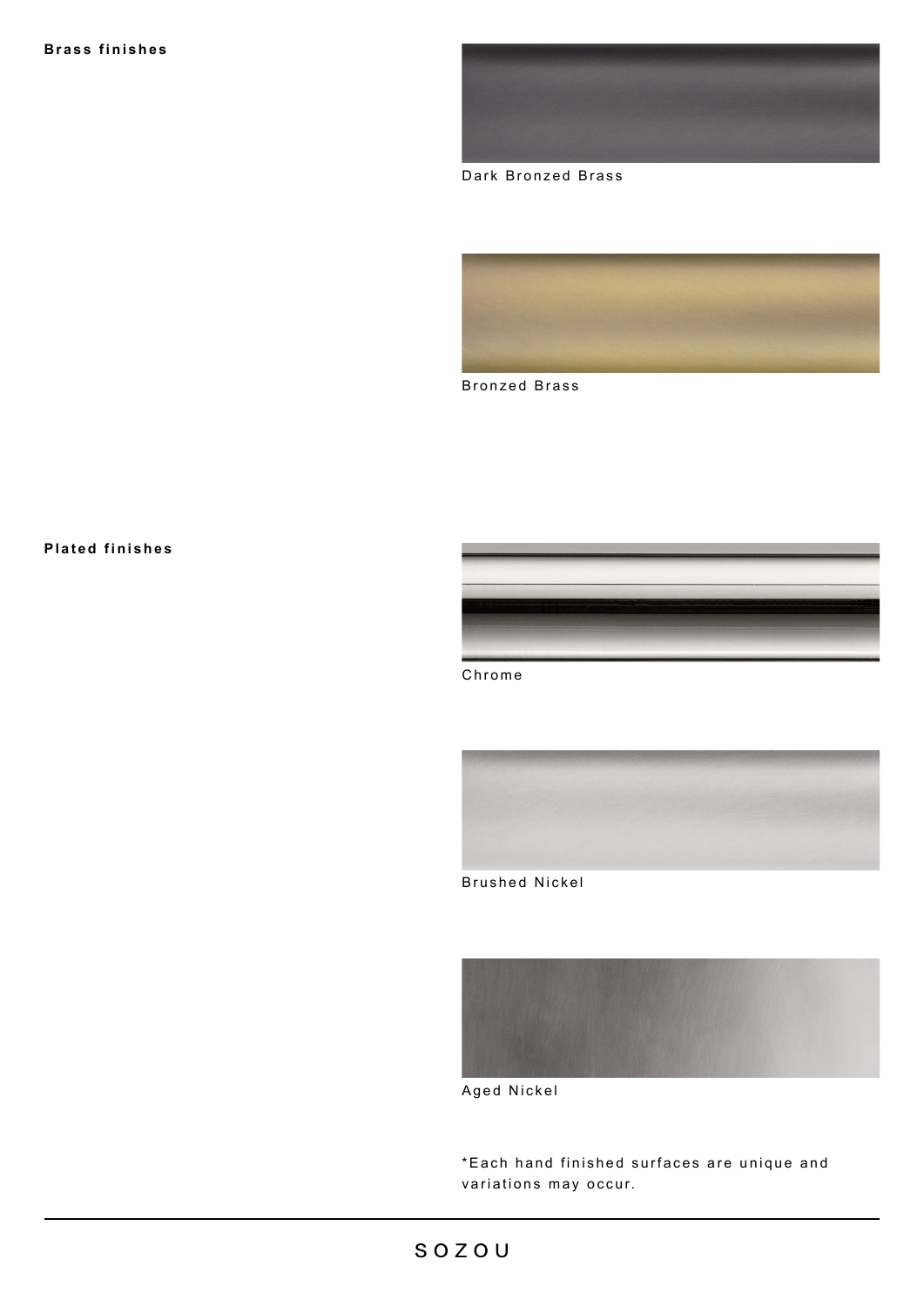**Brass finishes**

Dark Bronzed Brass

Bronzed Brass

**Plated finishes**

Chrome

Brushed Nickel

Aged Nickel

*Each hand finished surfaces are unique and variations may occur.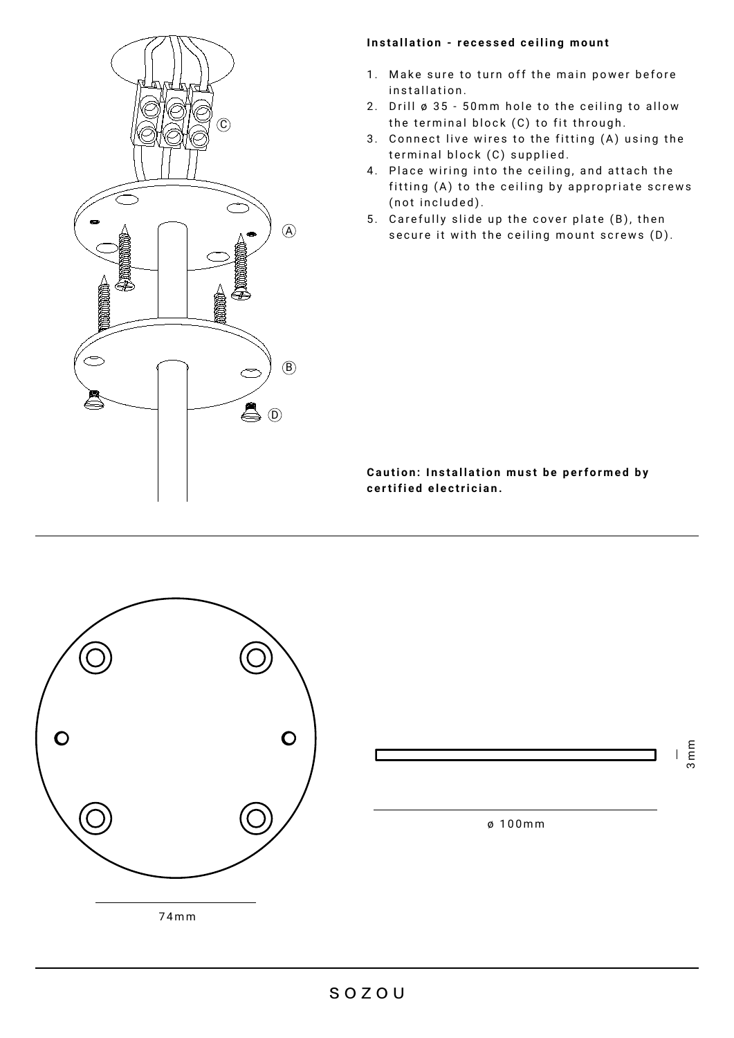**Installation - recessed ceiling mount**

1. Make sure to turn off the main power before installation.
2. Drill ø 35 - 50mm hole to the ceiling to allow the terminal block (C) to fit through.
3. Connect live wires to the fitting (A) using the terminal block (C) supplied.
4. Place wiring into the ceiling, and attach the fitting (A) to the ceiling by appropriate screws (not included).
5. Carefully slide up the cover plate (B), then secure it with the ceiling mount screws (D).

**Caution: Installation must be performed by certified electrician.**

C

A

B

D

74mm

3mm

ø 100mm

SOZOU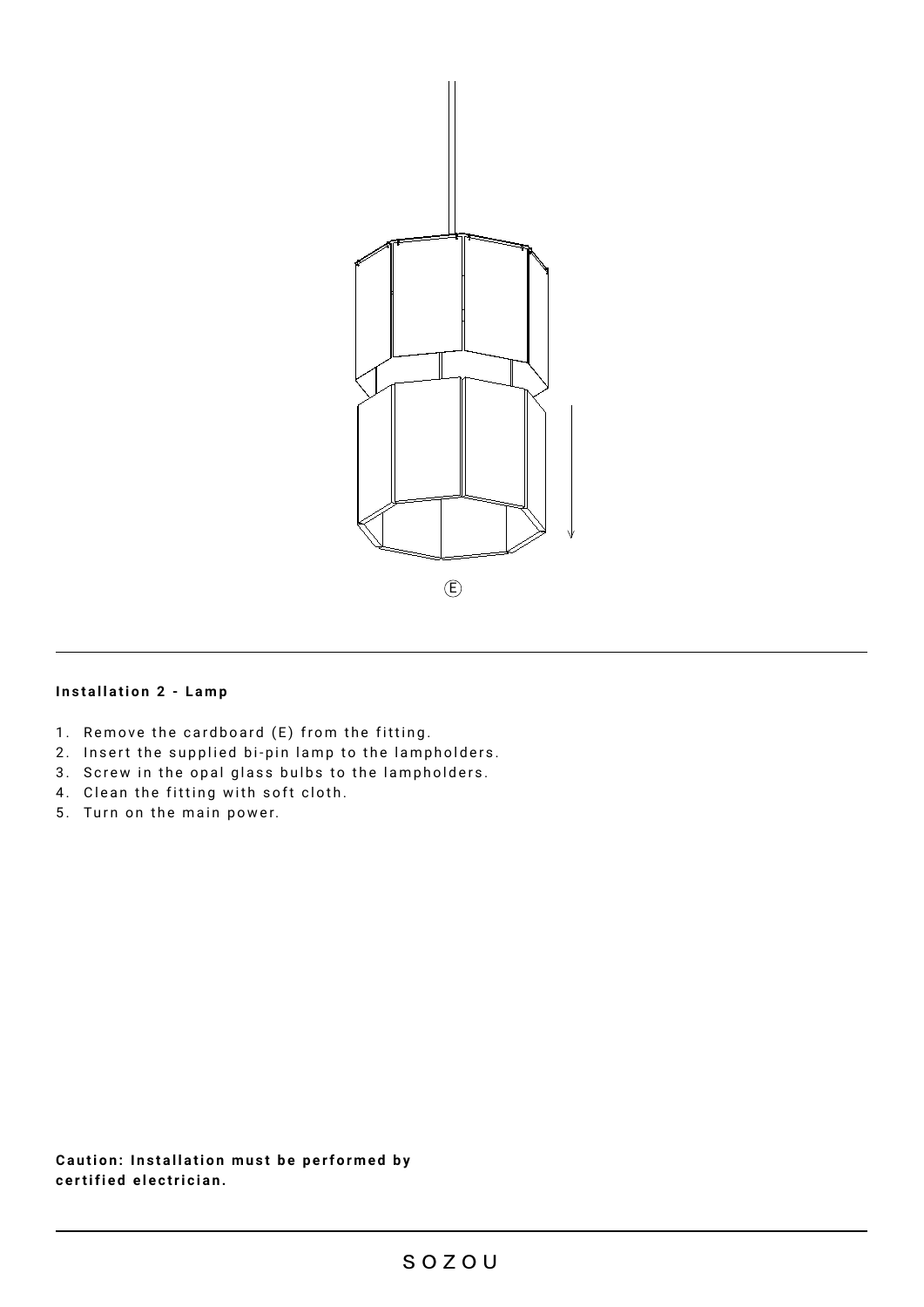E

**Installation 2 - Lamp**

1. Remove the cardboard (E) from the fitting.
2. Insert the supplied bi-pin lamp to the lampholders.
3. Screw in the opal glass bulbs to the lampholders.
4. Clean the fitting with soft cloth.
5. Turn on the main power.

**Caution: Installation must be performed by certified electrician.**